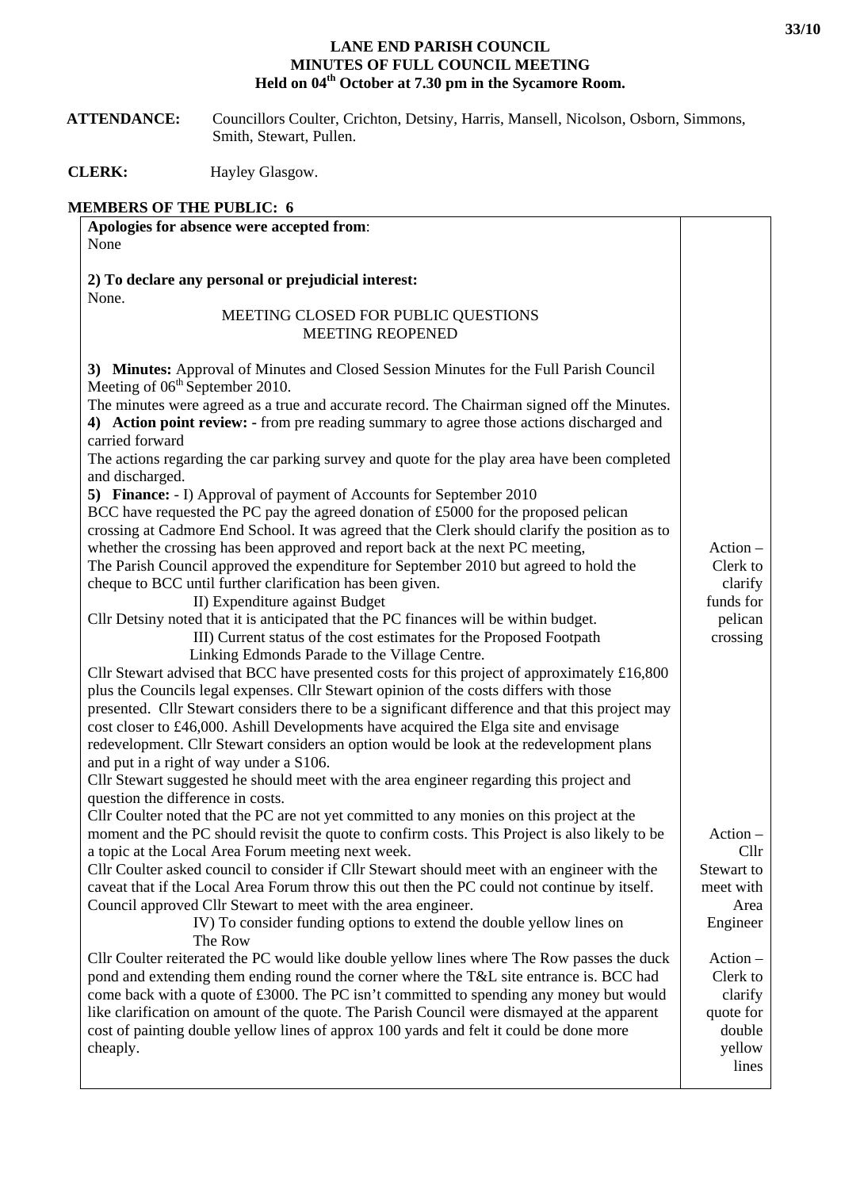# LANE END PARISH COUNCIL
## MINUTES OF FULL COUNCIL MEETING
### Held on 04th October at 7.30 pm in the Sycamore Room.

**ATTENDANCE:** Councillors Coulter, Crichton, Detsiny, Harris, Mansell, Nicolson, Osborn, Simmons, Smith, Stewart, Pullen.

**CLERK:** Hayley Glasgow.

**MEMBERS OF THE PUBLIC: 6**

| | |
|---|---|
| **Apologies for absence were accepted from**:<br>None<br><br>**2) To declare any personal or prejudicial interest:**<br>None.<br>MEETING CLOSED FOR PUBLIC QUESTIONS<br>MEETING REOPENED<br><br>**3) Minutes:** Approval of Minutes and Closed Session Minutes for the Full Parish Council Meeting of 06th September 2010.<br>The minutes were agreed as a true and accurate record. The Chairman signed off the Minutes.<br>**4) Action point review: -** from pre reading summary to agree those actions discharged and carried forward<br>The actions regarding the car parking survey and quote for the play area have been completed and discharged.<br>**5) Finance:** - I) Approval of payment of Accounts for September 2010<br>BCC have requested the PC pay the agreed donation of £5000 for the proposed pelican crossing at Cadmore End School. It was agreed that the Clerk should clarify the position as to whether the crossing has been approved and report back at the next PC meeting,<br>The Parish Council approved the expenditure for September 2010 but agreed to hold the cheque to BCC until further clarification has been given. | Action – Clerk to clarify funds for pelican crossing |
| II) Expenditure against Budget<br>Cllr Detsiny noted that it is anticipated that the PC finances will be within budget.<br>III) Current status of the cost estimates for the Proposed Footpath Linking Edmonds Parade to the Village Centre.<br>Cllr Stewart advised that BCC have presented costs for this project of approximately £16,800 plus the Councils legal expenses. Cllr Stewart opinion of the costs differs with those presented. Cllr Stewart considers there to be a significant difference and that this project may cost closer to £46,000. Ashill Developments have acquired the Elga site and envisage redevelopment. Cllr Stewart considers an option would be look at the redevelopment plans and put in a right of way under a S106.<br>Cllr Stewart suggested he should meet with the area engineer regarding this project and question the difference in costs.<br>Cllr Coulter noted that the PC are not yet committed to any monies on this project at the moment and the PC should revisit the quote to confirm costs. This Project is also likely to be a topic at the Local Area Forum meeting next week.<br>Cllr Coulter asked council to consider if Cllr Stewart should meet with an engineer with the caveat that if the Local Area Forum throw this out then the PC could not continue by itself.<br>Council approved Cllr Stewart to meet with the area engineer. | Action – Cllr Stewart to meet with Area Engineer |
| IV) To consider funding options to extend the double yellow lines on The Row<br>Cllr Coulter reiterated the PC would like double yellow lines where The Row passes the duck pond and extending them ending round the corner where the T&L site entrance is. BCC had come back with a quote of £3000. The PC isn't committed to spending any money but would like clarification on amount of the quote. The Parish Council were dismayed at the apparent cost of painting double yellow lines of approx 100 yards and felt it could be done more cheaply. | Action – Clerk to clarify quote for double yellow lines |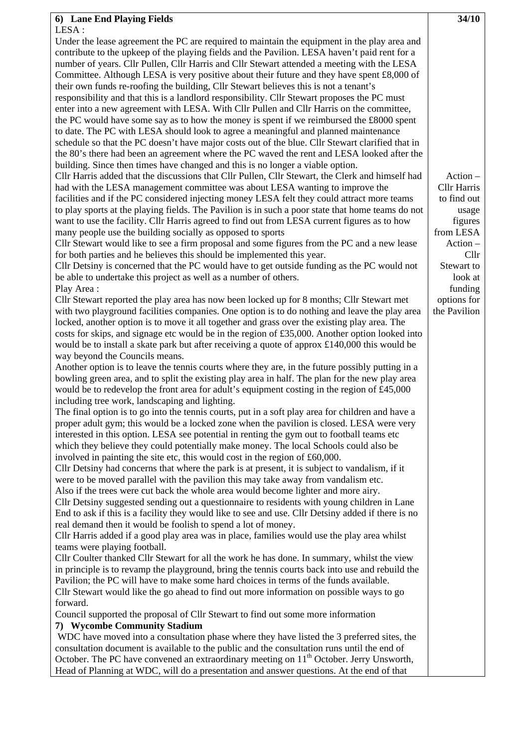**6) Lane End Playing Fields** **34/10**

LESA :

Under the lease agreement the PC are required to maintain the equipment in the play area and contribute to the upkeep of the playing fields and the Pavilion. LESA haven't paid rent for a number of years. Cllr Pullen, Cllr Harris and Cllr Stewart attended a meeting with the LESA Committee. Although LESA is very positive about their future and they have spent £8,000 of their own funds re-roofing the building, Cllr Stewart believes this is not a tenant's responsibility and that this is a landlord responsibility. Cllr Stewart proposes the PC must enter into a new agreement with LESA. With Cllr Pullen and Cllr Harris on the committee, the PC would have some say as to how the money is spent if we reimbursed the £8000 spent to date. The PC with LESA should look to agree a meaningful and planned maintenance schedule so that the PC doesn't have major costs out of the blue. Cllr Stewart clarified that in the 80's there had been an agreement where the PC waved the rent and LESA looked after the building. Since then times have changed and this is no longer a viable option.

Cllr Harris added that the discussions that Cllr Pullen, Cllr Stewart, the Clerk and himself had had with the LESA management committee was about LESA wanting to improve the facilities and if the PC considered injecting money LESA felt they could attract more teams to play sports at the playing fields. The Pavilion is in such a poor state that home teams do not want to use the facility. Cllr Harris agreed to find out from LESA current figures as to how many people use the building socially as opposed to sports

*Action – Cllr Harris to find out usage figures from LESA*

Cllr Stewart would like to see a firm proposal and some figures from the PC and a new lease for both parties and he believes this should be implemented this year.

Cllr Detsiny is concerned that the PC would have to get outside funding as the PC would not be able to undertake this project as well as a number of others.

*Action – Cllr Stewart to look at funding options for the Pavilion*

Play Area :

Cllr Stewart reported the play area has now been locked up for 8 months; Cllr Stewart met with two playground facilities companies. One option is to do nothing and leave the play area locked, another option is to move it all together and grass over the existing play area. The costs for skips, and signage etc would be in the region of £35,000. Another option looked into would be to install a skate park but after receiving a quote of approx £140,000 this would be way beyond the Councils means.

Another option is to leave the tennis courts where they are, in the future possibly putting in a bowling green area, and to split the existing play area in half. The plan for the new play area would be to redevelop the front area for adult's equipment costing in the region of £45,000 including tree work, landscaping and lighting.

The final option is to go into the tennis courts, put in a soft play area for children and have a proper adult gym; this would be a locked zone when the pavilion is closed. LESA were very interested in this option. LESA see potential in renting the gym out to football teams etc which they believe they could potentially make money. The local Schools could also be involved in painting the site etc, this would cost in the region of £60,000.

Cllr Detsiny had concerns that where the park is at present, it is subject to vandalism, if it were to be moved parallel with the pavilion this may take away from vandalism etc.

Also if the trees were cut back the whole area would become lighter and more airy.

Cllr Detsiny suggested sending out a questionnaire to residents with young children in Lane End to ask if this is a facility they would like to see and use. Cllr Detsiny added if there is no real demand then it would be foolish to spend a lot of money.

Cllr Harris added if a good play area was in place, families would use the play area whilst teams were playing football.

Cllr Coulter thanked Cllr Stewart for all the work he has done. In summary, whilst the view in principle is to revamp the playground, bring the tennis courts back into use and rebuild the Pavilion; the PC will have to make some hard choices in terms of the funds available.

Cllr Stewart would like the go ahead to find out more information on possible ways to go forward.

Council supported the proposal of Cllr Stewart to find out some more information

**7) Wycombe Community Stadium**

WDC have moved into a consultation phase where they have listed the 3 preferred sites, the consultation document is available to the public and the consultation runs until the end of October. The PC have convened an extraordinary meeting on 11th October. Jerry Unsworth, Head of Planning at WDC, will do a presentation and answer questions. At the end of that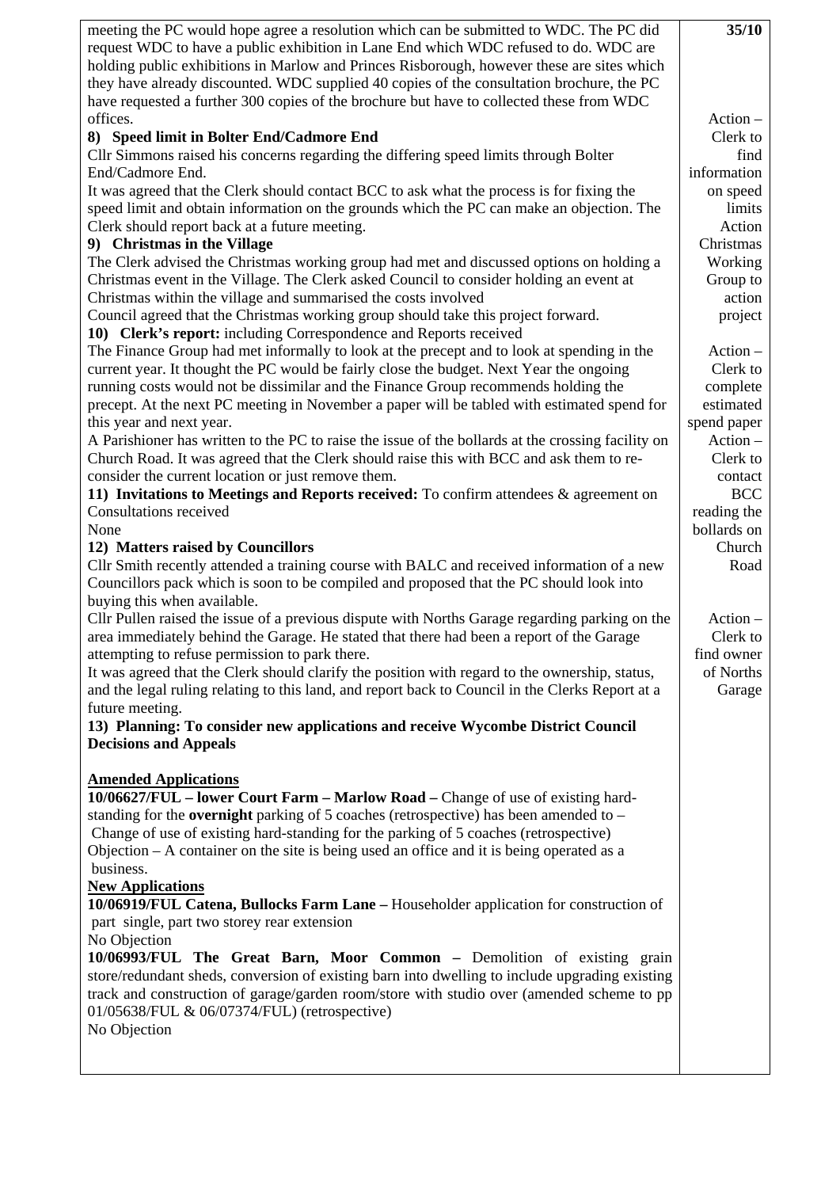meeting the PC would hope agree a resolution which can be submitted to WDC. The PC did request WDC to have a public exhibition in Lane End which WDC refused to do. WDC are holding public exhibitions in Marlow and Princes Risborough, however these are sites which they have already discounted. WDC supplied 40 copies of the consultation brochure, the PC have requested a further 300 copies of the brochure but have to collected these from WDC offices.

**35/10**

**8) Speed limit in Bolter End/Cadmore End**

Cllr Simmons raised his concerns regarding the differing speed limits through Bolter End/Cadmore End.

It was agreed that the Clerk should contact BCC to ask what the process is for fixing the speed limit and obtain information on the grounds which the PC can make an objection. The Clerk should report back at a future meeting.

*Action – Clerk to find information on speed limits*

**9) Christmas in the Village**

The Clerk advised the Christmas working group had met and discussed options on holding a Christmas event in the Village. The Clerk asked Council to consider holding an event at Christmas within the village and summarised the costs involved

Council agreed that the Christmas working group should take this project forward.

*Action Christmas Working Group to action project*

**10) Clerk's report:** including Correspondence and Reports received

The Finance Group had met informally to look at the precept and to look at spending in the current year. It thought the PC would be fairly close the budget. Next Year the ongoing running costs would not be dissimilar and the Finance Group recommends holding the precept. At the next PC meeting in November a paper will be tabled with estimated spend for this year and next year.

*Action – Clerk to complete estimated spend paper*

A Parishioner has written to the PC to raise the issue of the bollards at the crossing facility on Church Road. It was agreed that the Clerk should raise this with BCC and ask them to re-consider the current location or just remove them.

*Action – Clerk to contact BCC reading the bollards on Church Road*

**11) Invitations to Meetings and Reports received:** To confirm attendees & agreement on Consultations received

None

**12) Matters raised by Councillors**

Cllr Smith recently attended a training course with BALC and received information of a new Councillors pack which is soon to be compiled and proposed that the PC should look into buying this when available.

Cllr Pullen raised the issue of a previous dispute with Norths Garage regarding parking on the area immediately behind the Garage. He stated that there had been a report of the Garage attempting to refuse permission to park there.

It was agreed that the Clerk should clarify the position with regard to the ownership, status, and the legal ruling relating to this land, and report back to Council in the Clerks Report at a future meeting.

*Action – Clerk to find owner of Norths Garage*

**13) Planning: To consider new applications and receive Wycombe District Council Decisions and Appeals**

**Amended Applications**

**10/06627/FUL – lower Court Farm – Marlow Road –** Change of use of existing hard-standing for the **overnight** parking of 5 coaches (retrospective) has been amended to – Change of use of existing hard-standing for the parking of 5 coaches (retrospective)

Objection – A container on the site is being used an office and it is being operated as a business.

**New Applications**

**10/06919/FUL Catena, Bullocks Farm Lane –** Householder application for construction of part single, part two storey rear extension

No Objection

**10/06993/FUL The Great Barn, Moor Common –** Demolition of existing grain store/redundant sheds, conversion of existing barn into dwelling to include upgrading existing track and construction of garage/garden room/store with studio over (amended scheme to pp 01/05638/FUL & 06/07374/FUL) (retrospective)

No Objection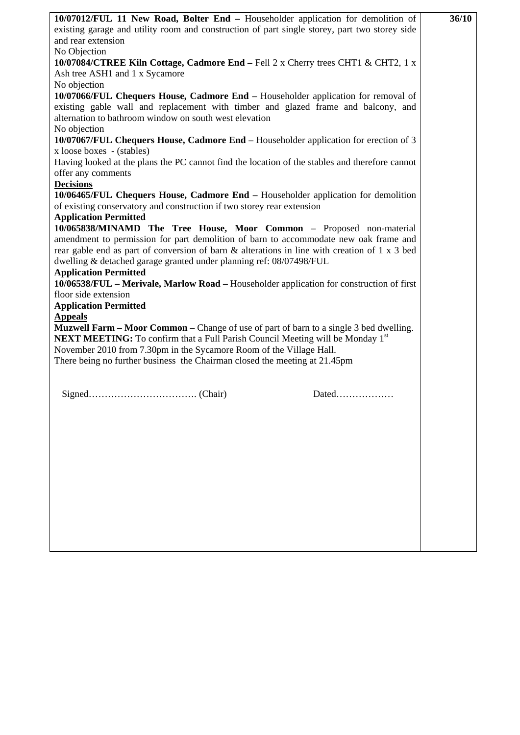**10/07012/FUL 11 New Road, Bolter End –** Householder application for demolition of existing garage and utility room and construction of part single storey, part two storey side and rear extension

**36/10**

No Objection

**10/07084/CTREE Kiln Cottage, Cadmore End –** Fell 2 x Cherry trees CHT1 & CHT2, 1 x Ash tree ASH1 and 1 x Sycamore

No objection

**10/07066/FUL Chequers House, Cadmore End –** Householder application for removal of existing gable wall and replacement with timber and glazed frame and balcony, and alternation to bathroom window on south west elevation

No objection

**10/07067/FUL Chequers House, Cadmore End –** Householder application for erection of 3 x loose boxes - (stables)

Having looked at the plans the PC cannot find the location of the stables and therefore cannot offer any comments

**Decisions**

**10/06465/FUL Chequers House, Cadmore End –** Householder application for demolition of existing conservatory and construction if two storey rear extension

**Application Permitted**

**10/065838/MINAMD The Tree House, Moor Common –** Proposed non-material amendment to permission for part demolition of barn to accommodate new oak frame and rear gable end as part of conversion of barn & alterations in line with creation of 1 x 3 bed dwelling & detached garage granted under planning ref: 08/07498/FUL

**Application Permitted**

**10/06538/FUL – Merivale, Marlow Road –** Householder application for construction of first floor side extension

**Application Permitted**

**Appeals**

**Muzwell Farm – Moor Common** – Change of use of part of barn to a single 3 bed dwelling.

**NEXT MEETING:** To confirm that a Full Parish Council Meeting will be Monday 1st November 2010 from 7.30pm in the Sycamore Room of the Village Hall.

There being no further business the Chairman closed the meeting at 21.45pm

Signed……………………………. (Chair) Dated………………